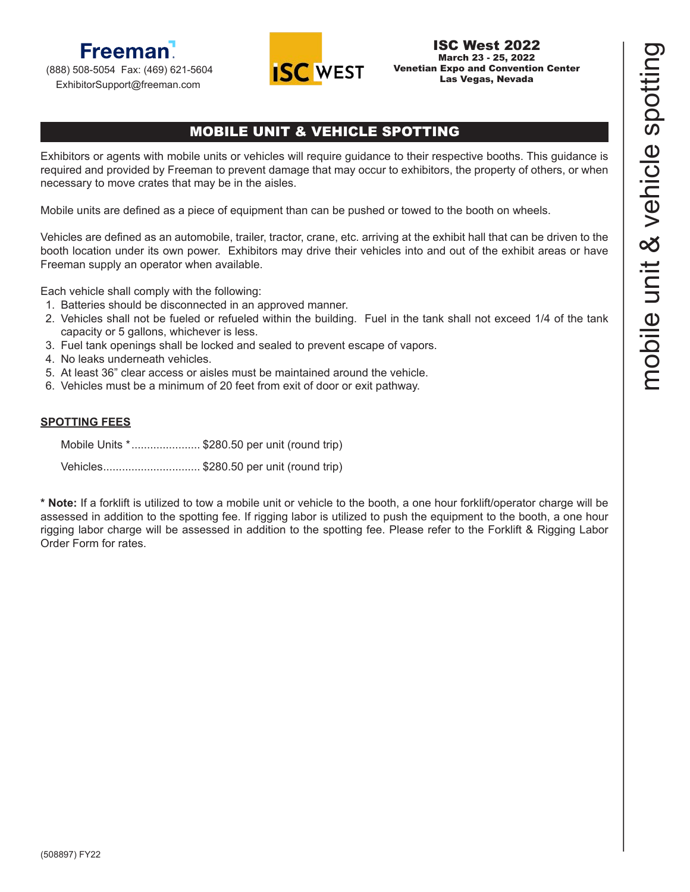Freeman

(888) 508-5054 Fax: (469) 621-5604
ExhibitorSupport@freeman.com

**ISC West 2022**
**March 23 - 25, 2022**
**Venetian Expo and Convention Center**
**Las Vegas, Nevada**

# MOBILE UNIT & VEHICLE SPOTTING

Exhibitors or agents with mobile units or vehicles will require guidance to their respective booths. This guidance is required and provided by Freeman to prevent damage that may occur to exhibitors, the property of others, or when necessary to move crates that may be in the aisles.

Mobile units are defined as a piece of equipment than can be pushed or towed to the booth on wheels.

Vehicles are defined as an automobile, trailer, tractor, crane, etc. arriving at the exhibit hall that can be driven to the booth location under its own power. Exhibitors may drive their vehicles into and out of the exhibit areas or have Freeman supply an operator when available.

Each vehicle shall comply with the following:

1. Batteries should be disconnected in an approved manner.
2. Vehicles shall not be fueled or refueled within the building. Fuel in the tank shall not exceed 1/4 of the tank capacity or 5 gallons, whichever is less.
3. Fuel tank openings shall be locked and sealed to prevent escape of vapors.
4. No leaks underneath vehicles.
5. At least 36” clear access or aisles must be maintained around the vehicle.
6. Vehicles must be a minimum of 20 feet from exit of door or exit pathway.

**SPOTTING FEES**

Mobile Units *...................... $280.50 per unit (round trip)

Vehicles.............................. $280.50 per unit (round trip)

**\* Note:** If a forklift is utilized to tow a mobile unit or vehicle to the booth, a one hour forklift/operator charge will be assessed in addition to the spotting fee. If rigging labor is utilized to push the equipment to the booth, a one hour rigging labor charge will be assessed in addition to the spotting fee. Please refer to the Forklift & Rigging Labor Order Form for rates.

(508897) FY22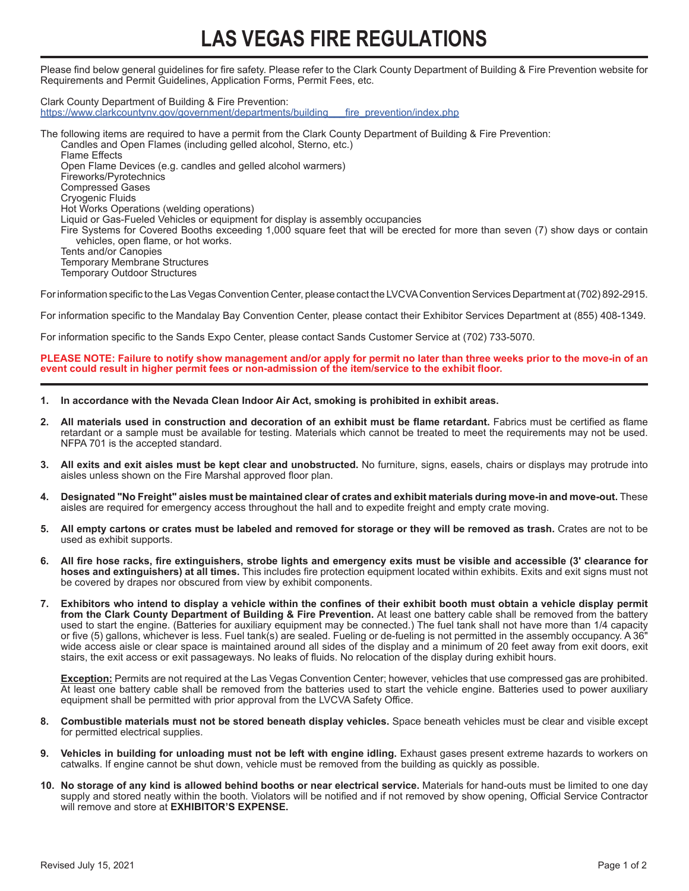# LAS VEGAS FIRE REGULATIONS

Please find below general guidelines for fire safety. Please refer to the Clark County Department of Building & Fire Prevention website for Requirements and Permit Guidelines, Application Forms, Permit Fees, etc.

Clark County Department of Building & Fire Prevention:
https://www.clarkcountynv.gov/government/departments/building___fire_prevention/index.php

The following items are required to have a permit from the Clark County Department of Building & Fire Prevention:

- Candles and Open Flames (including gelled alcohol, Sterno, etc.)
- Flame Effects
- Open Flame Devices (e.g. candles and gelled alcohol warmers)
- Fireworks/Pyrotechnics
- Compressed Gases
- Cryogenic Fluids
- Hot Works Operations (welding operations)
- Liquid or Gas-Fueled Vehicles or equipment for display is assembly occupancies
- Fire Systems for Covered Booths exceeding 1,000 square feet that will be erected for more than seven (7) show days or contain vehicles, open flame, or hot works.
- Tents and/or Canopies
- Temporary Membrane Structures
- Temporary Outdoor Structures

For information specific to the Las Vegas Convention Center, please contact the LVCVA Convention Services Department at (702) 892-2915.

For information specific to the Mandalay Bay Convention Center, please contact their Exhibitor Services Department at (855) 408-1349.

For information specific to the Sands Expo Center, please contact Sands Customer Service at (702) 733-5070.

**PLEASE NOTE: Failure to notify show management and/or apply for permit no later than three weeks prior to the move-in of an event could result in higher permit fees or non-admission of the item/service to the exhibit floor.**

---

1. **In accordance with the Nevada Clean Indoor Air Act, smoking is prohibited in exhibit areas.**

2. **All materials used in construction and decoration of an exhibit must be flame retardant.** Fabrics must be certified as flame retardant or a sample must be available for testing. Materials which cannot be treated to meet the requirements may not be used. NFPA 701 is the accepted standard.

3. **All exits and exit aisles must be kept clear and unobstructed.** No furniture, signs, easels, chairs or displays may protrude into aisles unless shown on the Fire Marshal approved floor plan.

4. **Designated "No Freight" aisles must be maintained clear of crates and exhibit materials during move-in and move-out.** These aisles are required for emergency access throughout the hall and to expedite freight and empty crate moving.

5. **All empty cartons or crates must be labeled and removed for storage or they will be removed as trash.** Crates are not to be used as exhibit supports.

6. **All fire hose racks, fire extinguishers, strobe lights and emergency exits must be visible and accessible (3' clearance for hoses and extinguishers) at all times.** This includes fire protection equipment located within exhibits. Exits and exit signs must not be covered by drapes nor obscured from view by exhibit components.

7. **Exhibitors who intend to display a vehicle within the confines of their exhibit booth must obtain a vehicle display permit from the Clark County Department of Building & Fire Prevention.** At least one battery cable shall be removed from the battery used to start the engine. (Batteries for auxiliary equipment may be connected.) The fuel tank shall not have more than 1/4 capacity or five (5) gallons, whichever is less. Fuel tank(s) are sealed. Fueling or de-fueling is not permitted in the assembly occupancy. A 36" wide access aisle or clear space is maintained around all sides of the display and a minimum of 20 feet away from exit doors, exit stairs, the exit access or exit passageways. No leaks of fluids. No relocation of the display during exhibit hours.

   **Exception:** Permits are not required at the Las Vegas Convention Center; however, vehicles that use compressed gas are prohibited. At least one battery cable shall be removed from the batteries used to start the vehicle engine. Batteries used to power auxiliary equipment shall be permitted with prior approval from the LVCVA Safety Office.

8. **Combustible materials must not be stored beneath display vehicles.** Space beneath vehicles must be clear and visible except for permitted electrical supplies.

9. **Vehicles in building for unloading must not be left with engine idling.** Exhaust gases present extreme hazards to workers on catwalks. If engine cannot be shut down, vehicle must be removed from the building as quickly as possible.

10. **No storage of any kind is allowed behind booths or near electrical service.** Materials for hand-outs must be limited to one day supply and stored neatly within the booth. Violators will be notified and if not removed by show opening, Official Service Contractor will remove and store at **EXHIBITOR'S EXPENSE.**

Revised July 15, 2021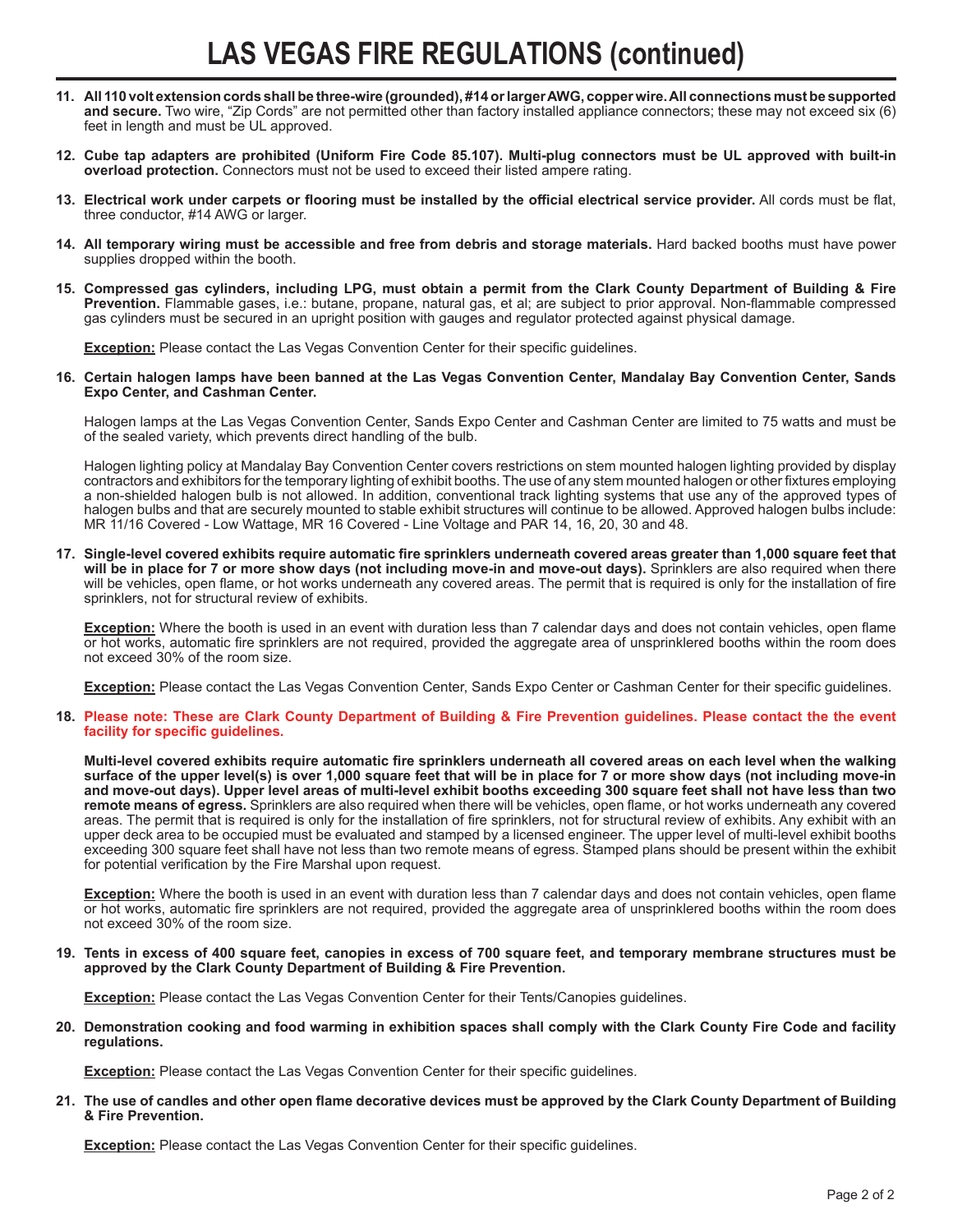# LAS VEGAS FIRE REGULATIONS (continued)

11. **All 110 volt extension cords shall be three-wire (grounded), #14 or larger AWG, copper wire. All connections must be supported and secure.** Two wire, "Zip Cords" are not permitted other than factory installed appliance connectors; these may not exceed six (6) feet in length and must be UL approved.

12. **Cube tap adapters are prohibited (Uniform Fire Code 85.107). Multi-plug connectors must be UL approved with built-in overload protection.** Connectors must not be used to exceed their listed ampere rating.

13. **Electrical work under carpets or flooring must be installed by the official electrical service provider.** All cords must be flat, three conductor, #14 AWG or larger.

14. **All temporary wiring must be accessible and free from debris and storage materials.** Hard backed booths must have power supplies dropped within the booth.

15. **Compressed gas cylinders, including LPG, must obtain a permit from the Clark County Department of Building & Fire Prevention.** Flammable gases, i.e.: butane, propane, natural gas, et al; are subject to prior approval. Non-flammable compressed gas cylinders must be secured in an upright position with gauges and regulator protected against physical damage.

    **Exception:** Please contact the Las Vegas Convention Center for their specific guidelines.

16. **Certain halogen lamps have been banned at the Las Vegas Convention Center, Mandalay Bay Convention Center, Sands Expo Center, and Cashman Center.**

    Halogen lamps at the Las Vegas Convention Center, Sands Expo Center and Cashman Center are limited to 75 watts and must be of the sealed variety, which prevents direct handling of the bulb.

    Halogen lighting policy at Mandalay Bay Convention Center covers restrictions on stem mounted halogen lighting provided by display contractors and exhibitors for the temporary lighting of exhibit booths. The use of any stem mounted halogen or other fixtures employing a non-shielded halogen bulb is not allowed. In addition, conventional track lighting systems that use any of the approved types of halogen bulbs and that are securely mounted to stable exhibit structures will continue to be allowed. Approved halogen bulbs include: MR 11/16 Covered - Low Wattage, MR 16 Covered - Line Voltage and PAR 14, 16, 20, 30 and 48.

17. **Single-level covered exhibits require automatic fire sprinklers underneath covered areas greater than 1,000 square feet that will be in place for 7 or more show days (not including move-in and move-out days).** Sprinklers are also required when there will be vehicles, open flame, or hot works underneath any covered areas. The permit that is required is only for the installation of fire sprinklers, not for structural review of exhibits.

    **Exception:** Where the booth is used in an event with duration less than 7 calendar days and does not contain vehicles, open flame or hot works, automatic fire sprinklers are not required, provided the aggregate area of unsprinklered booths within the room does not exceed 30% of the room size.

    **Exception:** Please contact the Las Vegas Convention Center, Sands Expo Center or Cashman Center for their specific guidelines.

18. **Please note: These are Clark County Department of Building & Fire Prevention guidelines. Please contact the the event facility for specific guidelines.**

    **Multi-level covered exhibits require automatic fire sprinklers underneath all covered areas on each level when the walking surface of the upper level(s) is over 1,000 square feet that will be in place for 7 or more show days (not including move-in and move-out days). Upper level areas of multi-level exhibit booths exceeding 300 square feet shall not have less than two remote means of egress.** Sprinklers are also required when there will be vehicles, open flame, or hot works underneath any covered areas. The permit that is required is only for the installation of fire sprinklers, not for structural review of exhibits. Any exhibit with an upper deck area to be occupied must be evaluated and stamped by a licensed engineer. The upper level of multi-level exhibit booths exceeding 300 square feet shall have not less than two remote means of egress. Stamped plans should be present within the exhibit for potential verification by the Fire Marshal upon request.

    **Exception:** Where the booth is used in an event with duration less than 7 calendar days and does not contain vehicles, open flame or hot works, automatic fire sprinklers are not required, provided the aggregate area of unsprinklered booths within the room does not exceed 30% of the room size.

19. **Tents in excess of 400 square feet, canopies in excess of 700 square feet, and temporary membrane structures must be approved by the Clark County Department of Building & Fire Prevention.**

    **Exception:** Please contact the Las Vegas Convention Center for their Tents/Canopies guidelines.

20. **Demonstration cooking and food warming in exhibition spaces shall comply with the Clark County Fire Code and facility regulations.**

    **Exception:** Please contact the Las Vegas Convention Center for their specific guidelines.

21. **The use of candles and other open flame decorative devices must be approved by the Clark County Department of Building & Fire Prevention.**

    **Exception:** Please contact the Las Vegas Convention Center for their specific guidelines.